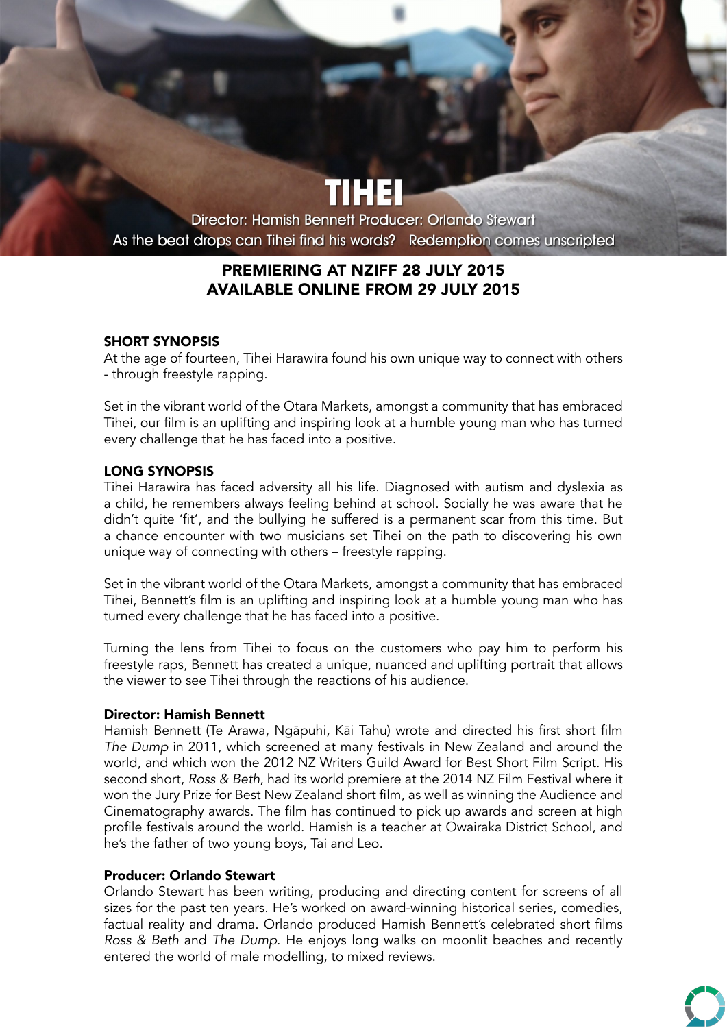# TIHEI

Director: Hamish Bennett Producer: Orlando Stewart

As the beat drops can Tihei find his words? Redemption comes unscripted

## PREMIERING AT NZIFF 28 JULY 2015
## AVAILABLE ONLINE FROM 29 JULY 2015

### SHORT SYNOPSIS

At the age of fourteen, Tihei Harawira found his own unique way to connect with others - through freestyle rapping.

Set in the vibrant world of the Otara Markets, amongst a community that has embraced Tihei, our film is an uplifting and inspiring look at a humble young man who has turned every challenge that he has faced into a positive.

### LONG SYNOPSIS

Tihei Harawira has faced adversity all his life. Diagnosed with autism and dyslexia as a child, he remembers always feeling behind at school. Socially he was aware that he didn't quite 'fit', and the bullying he suffered is a permanent scar from this time. But a chance encounter with two musicians set Tihei on the path to discovering his own unique way of connecting with others – freestyle rapping.

Set in the vibrant world of the Otara Markets, amongst a community that has embraced Tihei, Bennett's film is an uplifting and inspiring look at a humble young man who has turned every challenge that he has faced into a positive.

Turning the lens from Tihei to focus on the customers who pay him to perform his freestyle raps, Bennett has created a unique, nuanced and uplifting portrait that allows the viewer to see Tihei through the reactions of his audience.

### Director: Hamish Bennett

Hamish Bennett (Te Arawa, Ngāpuhi, Kāi Tahu) wrote and directed his first short film *The Dump* in 2011, which screened at many festivals in New Zealand and around the world, and which won the 2012 NZ Writers Guild Award for Best Short Film Script. His second short, *Ross & Beth*, had its world premiere at the 2014 NZ Film Festival where it won the Jury Prize for Best New Zealand short film, as well as winning the Audience and Cinematography awards. The film has continued to pick up awards and screen at high profile festivals around the world. Hamish is a teacher at Owairaka District School, and he's the father of two young boys, Tai and Leo.

### Producer: Orlando Stewart

Orlando Stewart has been writing, producing and directing content for screens of all sizes for the past ten years. He's worked on award-winning historical series, comedies, factual reality and drama. Orlando produced Hamish Bennett's celebrated short films *Ross & Beth* and *The Dump.* He enjoys long walks on moonlit beaches and recently entered the world of male modelling, to mixed reviews.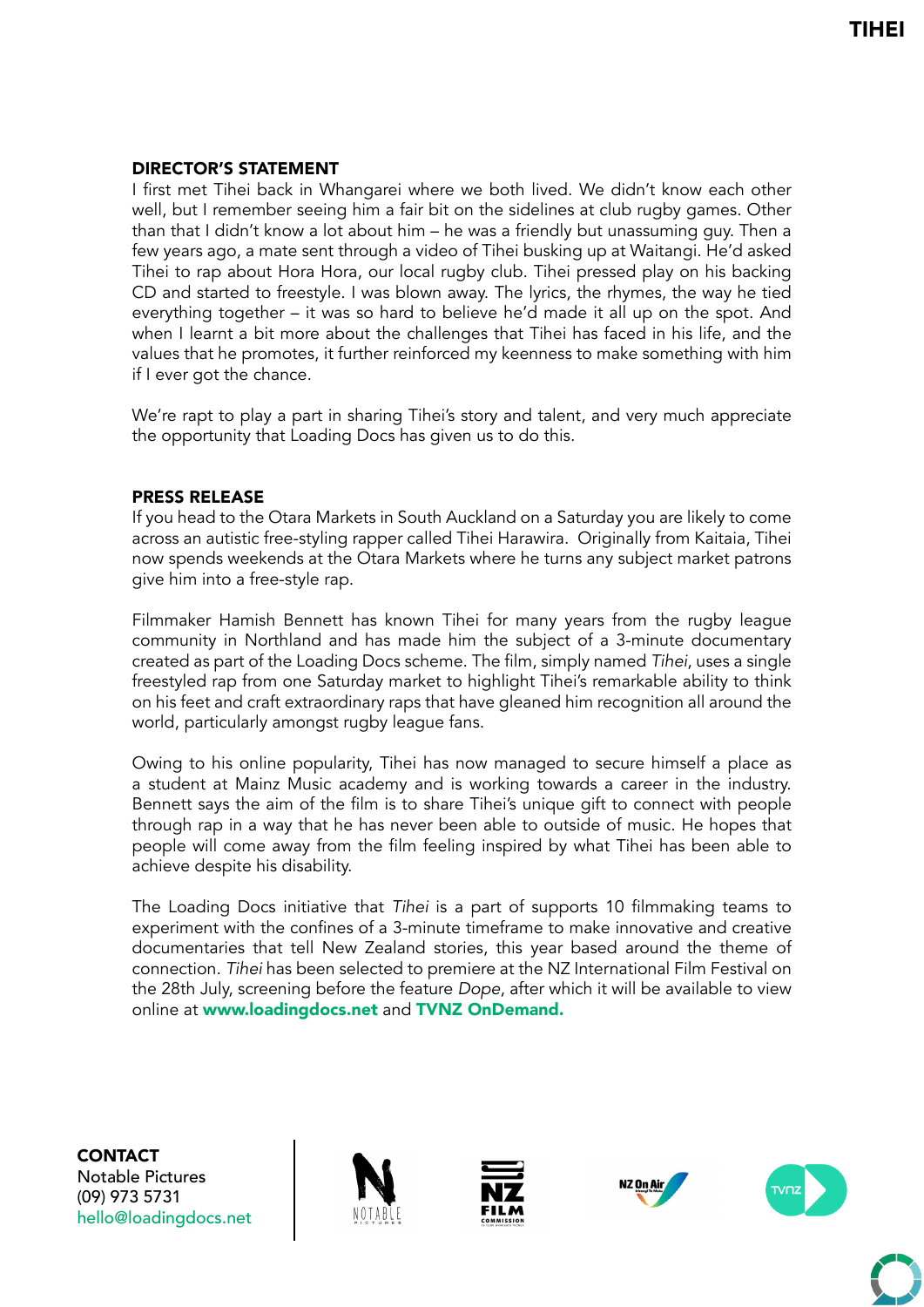## DIRECTOR'S STATEMENT

I first met Tihei back in Whangarei where we both lived. We didn't know each other well, but I remember seeing him a fair bit on the sidelines at club rugby games. Other than that I didn't know a lot about him – he was a friendly but unassuming guy. Then a few years ago, a mate sent through a video of Tihei busking up at Waitangi. He'd asked Tihei to rap about Hora Hora, our local rugby club. Tihei pressed play on his backing CD and started to freestyle. I was blown away. The lyrics, the rhymes, the way he tied everything together – it was so hard to believe he'd made it all up on the spot. And when I learnt a bit more about the challenges that Tihei has faced in his life, and the values that he promotes, it further reinforced my keenness to make something with him if I ever got the chance.

We're rapt to play a part in sharing Tihei's story and talent, and very much appreciate the opportunity that Loading Docs has given us to do this.

## PRESS RELEASE

If you head to the Otara Markets in South Auckland on a Saturday you are likely to come across an autistic free-styling rapper called Tihei Harawira. Originally from Kaitaia, Tihei now spends weekends at the Otara Markets where he turns any subject market patrons give him into a free-style rap.

Filmmaker Hamish Bennett has known Tihei for many years from the rugby league community in Northland and has made him the subject of a 3-minute documentary created as part of the Loading Docs scheme. The film, simply named *Tihei*, uses a single freestyled rap from one Saturday market to highlight Tihei's remarkable ability to think on his feet and craft extraordinary raps that have gleaned him recognition all around the world, particularly amongst rugby league fans.

Owing to his online popularity, Tihei has now managed to secure himself a place as a student at Mainz Music academy and is working towards a career in the industry. Bennett says the aim of the film is to share Tihei's unique gift to connect with people through rap in a way that he has never been able to outside of music. He hopes that people will come away from the film feeling inspired by what Tihei has been able to achieve despite his disability.

The Loading Docs initiative that *Tihei* is a part of supports 10 filmmaking teams to experiment with the confines of a 3-minute timeframe to make innovative and creative documentaries that tell New Zealand stories, this year based around the theme of connection. *Tihei* has been selected to premiere at the NZ International Film Festival on the 28th July, screening before the feature *Dope*, after which it will be available to view online at **www.loadingdocs.net** and **TVNZ OnDemand.**

**CONTACT**
Notable Pictures
(09) 973 5731
hello@loadingdocs.net